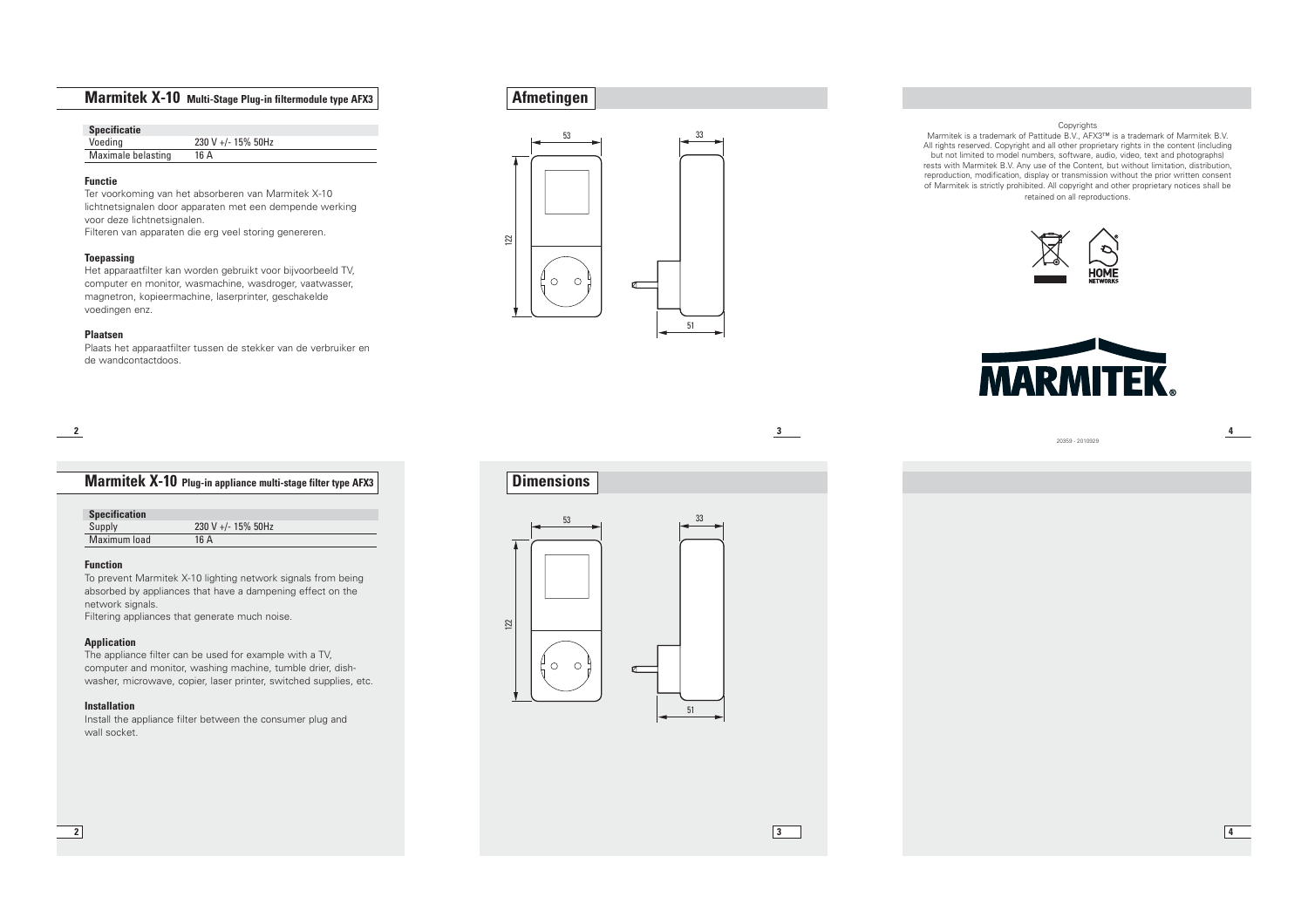## Marmitek X-10 Multi-Stage Plug-in filtermodule type AFX3

| Specificatie | |
|---|---|
| Voeding | 230 V +/- 15% 50Hz |
| Maximale belasting | 16 A |

### Functie

Ter voorkoming van het absorberen van Marmitek X-10 lichtnetsignalen door apparaten met een dempende werking voor deze lichtnetsignalen.
Filteren van apparaten die erg veel storing genereren.

### Toepassing

Het apparaatfilter kan worden gebruikt voor bijvoorbeeld TV, computer en monitor, wasmachine, wasdroger, vaatwasser, magnetron, kopieermachine, laserprinter, geschakelde voedingen enz.

### Plaatsen

Plaats het apparaatfilter tussen de stekker van de verbruiker en de wandcontactdoos.

## Afmetingen

53, 33, 122, 51

Copyrights

Marmitek is a trademark of Pattitude B.V., AFX3™ is a trademark of Marmitek B.V. All rights reserved. Copyright and all other proprietary rights in the content (including but not limited to model numbers, software, audio, video, text and photographs) rests with Marmitek B.V. Any use of the Content, but without limitation, distribution, reproduction, modification, display or transmission without the prior written consent of Marmitek is strictly prohibited. All copyright and other proprietary notices shall be retained on all reproductions.

HOME NETWORKS

MARMITEK®

20359 - 20100929

## Marmitek X-10 Plug-in appliance multi-stage filter type AFX3

| Specification | |
|---|---|
| Supply | 230 V +/- 15% 50Hz |
| Maximum load | 16 A |

### Function

To prevent Marmitek X-10 lighting network signals from being absorbed by appliances that have a dampening effect on the network signals.
Filtering appliances that generate much noise.

### Application

The appliance filter can be used for example with a TV, computer and monitor, washing machine, tumble drier, dish-washer, microwave, copier, laser printer, switched supplies, etc.

### Installation

Install the appliance filter between the consumer plug and wall socket.

## Dimensions

53, 33, 122, 51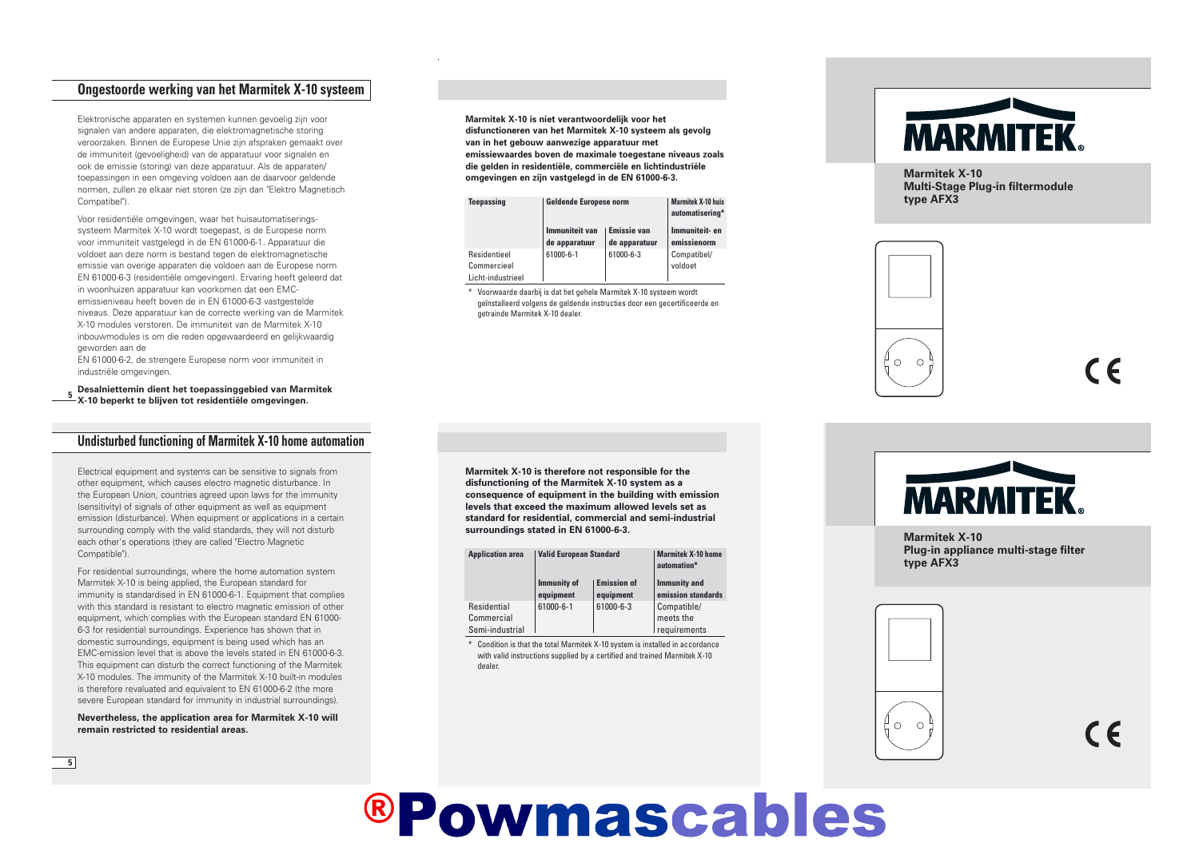## Ongestoorde werking van het Marmitek X-10 systeem

Elektronische apparaten en systemen kunnen gevoelig zijn voor signalen van andere apparaten, die elektromagnetische storing veroorzaken. Binnen de Europese Unie zijn afspraken gemaakt over de immuniteit (gevoeligheid) van de apparatuur voor signalen en ook de emissie (storing) van deze apparatuur. Als de apparaten/ toepassingen in een omgeving voldoen aan de daarvoor geldende normen, zullen ze elkaar niet storen (ze zijn dan "Elektro Magnetisch Compatibel").

Voor residentiële omgevingen, waar het huisautomatiserings-systeem Marmitek X-10 wordt toegepast, is de Europese norm voor immuniteit vastgelegd in de EN 61000-6-1. Apparatuur die voldoet aan deze norm is bestand tegen de elektromagnetische emissie van overige apparaten die voldoen aan de Europese norm EN 61000-6-3 (residentiële omgevingen). Ervaring heeft geleerd dat in woonhuizen apparatuur kan voorkomen dat een EMC-emissieniveau heeft boven de in EN 61000-6-3 vastgestelde niveaus. Deze apparatuur kan de correcte werking van de Marmitek X-10 modules verstoren. De immuniteit van de Marmitek X-10 inbouwmodules is om die reden opgewaardeerd en gelijkwaardig geworden aan de EN 61000-6-2, de strengere Europese norm voor immuniteit in industriële omgevingen.

**Desalniettemin dient het toepassingsgebied van Marmitek X-10 beperkt te blijven tot residentiële omgevingen.**

**Marmitek X-10 is niet verantwoordelijk voor het disfunctioneren van het Marmitek X-10 systeem als gevolg van in het gebouw aanwezige apparatuur met emissiewaardes boven de maximale toegestane niveaus zoals die gelden in residentiële, commerciële en lichtindustriële omgevingen en zijn vastgelegd in de EN 61000-6-3.**

| Toepassing | Geldende Europese norm | | Marmitek X-10 huis automatisering* |
|---|---|---|---|
| | Immuniteit van de apparatuur | Emissie van de apparatuur | Immuniteit- en emissienorm |
| Residentieel<br>Commercieel<br>Licht-industrieel | 61000-6-1 | 61000-6-3 | Compatibel/ voldoet |

\* Voorwaarde daarbij is dat het gehele Marmitek X-10 systeem wordt geïnstalleerd volgens de geldende instructies door een gecertificeerde en getrainde Marmitek X-10 dealer.

## Undisturbed functioning of Marmitek X-10 home automation

Electrical equipment and systems can be sensitive to signals from other equipment, which causes electro magnetic disturbance. In the European Union, countries agreed upon laws for the immunity (sensitivity) of signals of other equipment as well as equipment emission (disturbance). When equipment or applications in a certain surrounding comply with the valid standards, they will not disturb each other's operations (they are called "Electro Magnetic Compatible").

For residential surroundings, where the home automation system Marmitek X-10 is being applied, the European standard for immunity is standardised in EN 61000-6-1. Equipment that complies with this standard is resistant to electro magnetic emission of other equipment, which complies with the European standard EN 61000-6-3 for residential surroundings. Experience has shown that in domestic surroundings, equipment is being used which has an EMC-emission level that is above the levels stated in EN 61000-6-3. This equipment can disturb the correct functioning of the Marmitek X-10 modules. The immunity of the Marmitek X-10 built-in modules is therefore revaluated and equivalent to EN 61000-6-2 (the more severe European standard for immunity in industrial surroundings).

**Nevertheless, the application area for Marmitek X-10 will remain restricted to residential areas.**

**Marmitek X-10 is therefore not responsible for the disfunctioning of the Marmitek X-10 system as a consequence of equipment in the building with emission levels that exceed the maximum allowed levels set as standard for residential, commercial and semi-industrial surroundings stated in EN 61000-6-3.**

| Application area | Valid European Standard | | Marmitek X-10 home automation* |
|---|---|---|---|
| | Immunity of equipment | Emission of equipment | Immunity and emission standards |
| Residential<br>Commercial<br>Semi-industrial | 61000-6-1 | 61000-6-3 | Compatible/ meets the requirements |

\* Condition is that the total Marmitek X-10 system is installed in accordance with valid instructions supplied by a certified and trained Marmitek X-10 dealer.

MARMITEK

**Marmitek X-10**
**Multi-Stage Plug-in filtermodule**
**type AFX3**

CE

MARMITEK

**Marmitek X-10**
**Plug-in appliance multi-stage filter**
**type AFX3**

CE

®Powmascables